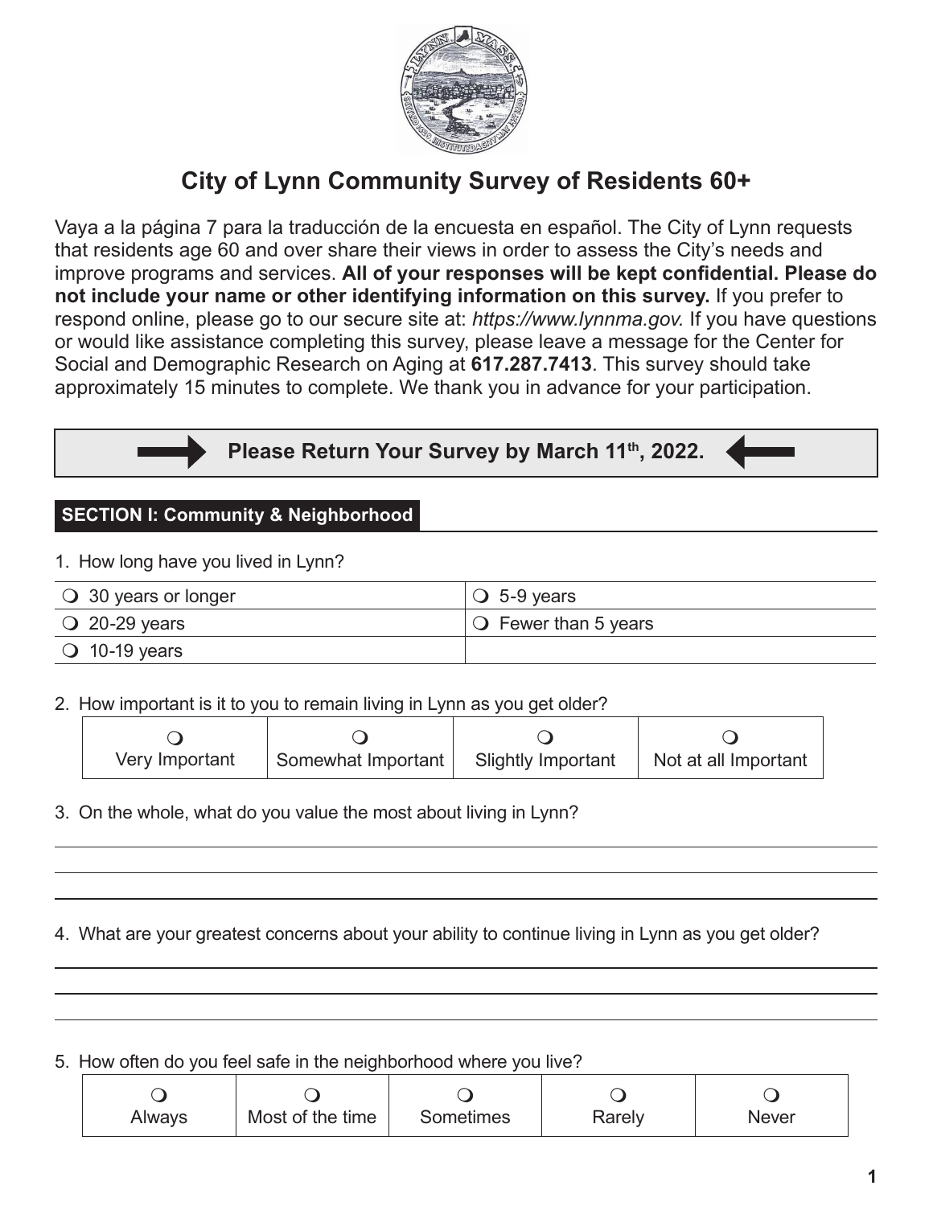# City of Lynn Community Survey of Residents 60+

Vaya a la página 7 para la traducción de la encuesta en español. The City of Lynn requests that residents age 60 and over share their views in order to assess the City's needs and improve programs and services. **All of your responses will be kept confidential. Please do not include your name or other identifying information on this survey.** If you prefer to respond online, please go to our secure site at: *https://www.lynnma.gov.* If you have questions or would like assistance completing this survey, please leave a message for the Center for Social and Demographic Research on Aging at **617.287.7413**. This survey should take approximately 15 minutes to complete. We thank you in advance for your participation.

**Please Return Your Survey by March 11th, 2022.**

## SECTION I: Community & Neighborhood

1. How long have you lived in Lynn?

| | |
|---|---|
| ❍ 30 years or longer | ❍ 5-9 years |
| ❍ 20-29 years | ❍ Fewer than 5 years |
| ❍ 10-19 years | |

2. How important is it to you to remain living in Lynn as you get older?

| ❍ Very Important | ❍ Somewhat Important | ❍ Slightly Important | ❍ Not at all Important |
|---|---|---|---|

3. On the whole, what do you value the most about living in Lynn?

______________________________________________

______________________________________________

______________________________________________

4. What are your greatest concerns about your ability to continue living in Lynn as you get older?

______________________________________________

______________________________________________

______________________________________________

5. How often do you feel safe in the neighborhood where you live?

| ❍ Always | ❍ Most of the time | ❍ Sometimes | ❍ Rarely | ❍ Never |
|---|---|---|---|---|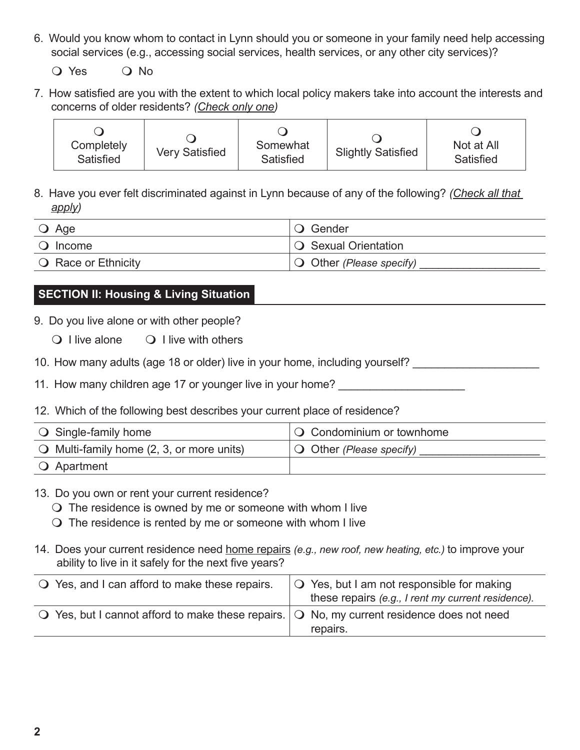6. Would you know whom to contact in Lynn should you or someone in your family need help accessing social services (e.g., accessing social services, health services, or any other city services)?

   ❍ Yes ❍ No

7. How satisfied are you with the extent to which local policy makers take into account the interests and concerns of older residents? *(Check only one)*

| ❍ Completely Satisfied | ❍ Very Satisfied | ❍ Somewhat Satisfied | ❍ Slightly Satisfied | ❍ Not at All Satisfied |
|---|---|---|---|---|

8. Have you ever felt discriminated against in Lynn because of any of the following? *(Check all that apply)*

| | |
|---|---|
| ❍ Age | ❍ Gender |
| ❍ Income | ❍ Sexual Orientation |
| ❍ Race or Ethnicity | ❍ Other *(Please specify)* ___________________ |

## SECTION II: Housing & Living Situation

9. Do you live alone or with other people?

   ❍ I live alone ❍ I live with others

10. How many adults (age 18 or older) live in your home, including yourself? ____________________

11. How many children age 17 or younger live in your home? ____________________

12. Which of the following best describes your current place of residence?

| | |
|---|---|
| ❍ Single-family home | ❍ Condominium or townhome |
| ❍ Multi-family home (2, 3, or more units) | ❍ Other *(Please specify)* ___________________ |
| ❍ Apartment | |

13. Do you own or rent your current residence?
   - ❍ The residence is owned by me or someone with whom I live
   - ❍ The residence is rented by me or someone with whom I live

14. Does your current residence need home repairs *(e.g., new roof, new heating, etc.)* to improve your ability to live in it safely for the next five years?

| | |
|---|---|
| ❍ Yes, and I can afford to make these repairs. | ❍ Yes, but I am not responsible for making these repairs *(e.g., I rent my current residence)*. |
| ❍ Yes, but I cannot afford to make these repairs. | ❍ No, my current residence does not need repairs. |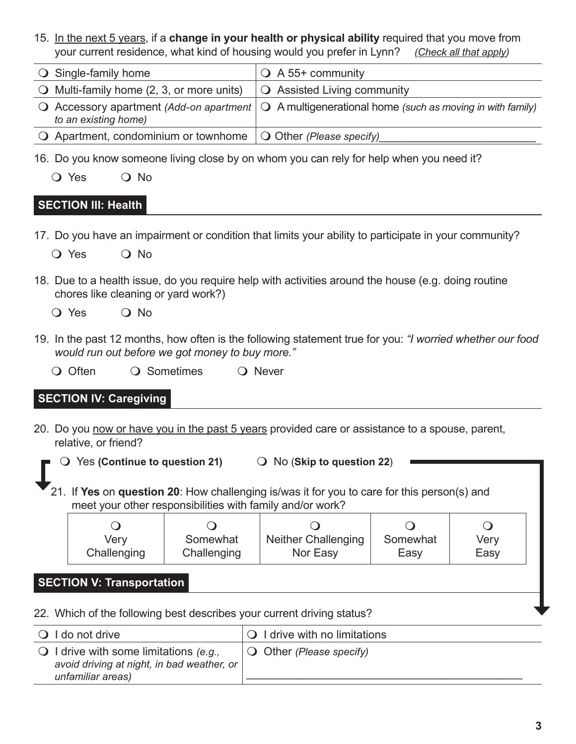15. In the next 5 years, if a **change in your health or physical ability** required that you move from your current residence, what kind of housing would you prefer in Lynn? *(Check all that apply)*

| | |
|---|---|
| ❍ Single-family home | ❍ A 55+ community |
| ❍ Multi-family home (2, 3, or more units) | ❍ Assisted Living community |
| ❍ Accessory apartment *(Add-on apartment to an existing home)* | ❍ A multigenerational home *(such as moving in with family)* |
| ❍ Apartment, condominium or townhome | ❍ Other *(Please specify)*__________________________ |

16. Do you know someone living close by on whom you can rely for help when you need it?

❍ Yes ❍ No

## SECTION III: Health

17. Do you have an impairment or condition that limits your ability to participate in your community?

❍ Yes ❍ No

18. Due to a health issue, do you require help with activities around the house (e.g. doing routine chores like cleaning or yard work?)

❍ Yes ❍ No

19. In the past 12 months, how often is the following statement true for you: *"I worried whether our food would run out before we got money to buy more."*

❍ Often ❍ Sometimes ❍ Never

## SECTION IV: Caregiving

20. Do you now or have you in the past 5 years provided care or assistance to a spouse, parent, relative, or friend?

❍ Yes **(Continue to question 21)** ❍ No (**Skip to question 22**)

21. If **Yes** on **question 20**: How challenging is/was it for you to care for this person(s) and meet your other responsibilities with family and/or work?

| ❍ Very Challenging | ❍ Somewhat Challenging | ❍ Neither Challenging Nor Easy | ❍ Somewhat Easy | ❍ Very Easy |
|---|---|---|---|---|

## SECTION V: Transportation

22. Which of the following best describes your current driving status?

| | |
|---|---|
| ❍ I do not drive | ❍ I drive with no limitations |
| ❍ I drive with some limitations *(e.g., avoid driving at night, in bad weather, or unfamiliar areas)* | ❍ Other *(Please specify)* ______________________________________________ |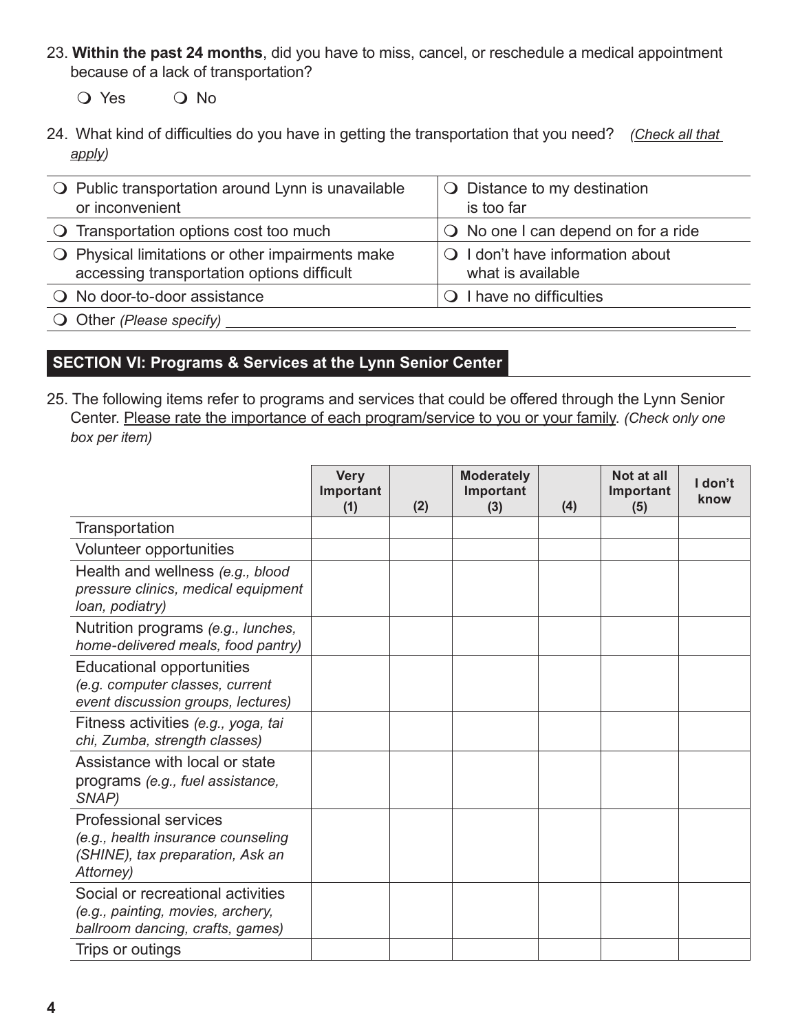23. **Within the past 24 months**, did you have to miss, cancel, or reschedule a medical appointment because of a lack of transportation?

❍ Yes ❍ No

24. What kind of difficulties do you have in getting the transportation that you need? *(Check all that apply)*

| | |
|---|---|
| ❍ Public transportation around Lynn is unavailable or inconvenient | ❍ Distance to my destination is too far |
| ❍ Transportation options cost too much | ❍ No one I can depend on for a ride |
| ❍ Physical limitations or other impairments make accessing transportation options difficult | ❍ I don't have information about what is available |
| ❍ No door-to-door assistance | ❍ I have no difficulties |
| ❍ Other *(Please specify)* ______ | |

## SECTION VI: Programs & Services at the Lynn Senior Center

25. The following items refer to programs and services that could be offered through the Lynn Senior Center. Please rate the importance of each program/service to you or your family. *(Check only one box per item)*

| | Very Important (1) | (2) | Moderately Important (3) | (4) | Not at all Important (5) | I don't know |
|---|---|---|---|---|---|---|
| Transportation | | | | | | |
| Volunteer opportunities | | | | | | |
| Health and wellness *(e.g., blood pressure clinics, medical equipment loan, podiatry)* | | | | | | |
| Nutrition programs *(e.g., lunches, home-delivered meals, food pantry)* | | | | | | |
| Educational opportunities *(e.g. computer classes, current event discussion groups, lectures)* | | | | | | |
| Fitness activities *(e.g., yoga, tai chi, Zumba, strength classes)* | | | | | | |
| Assistance with local or state programs *(e.g., fuel assistance, SNAP)* | | | | | | |
| Professional services *(e.g., health insurance counseling (SHINE), tax preparation, Ask an Attorney)* | | | | | | |
| Social or recreational activities *(e.g., painting, movies, archery, ballroom dancing, crafts, games)* | | | | | | |
| Trips or outings | | | | | | |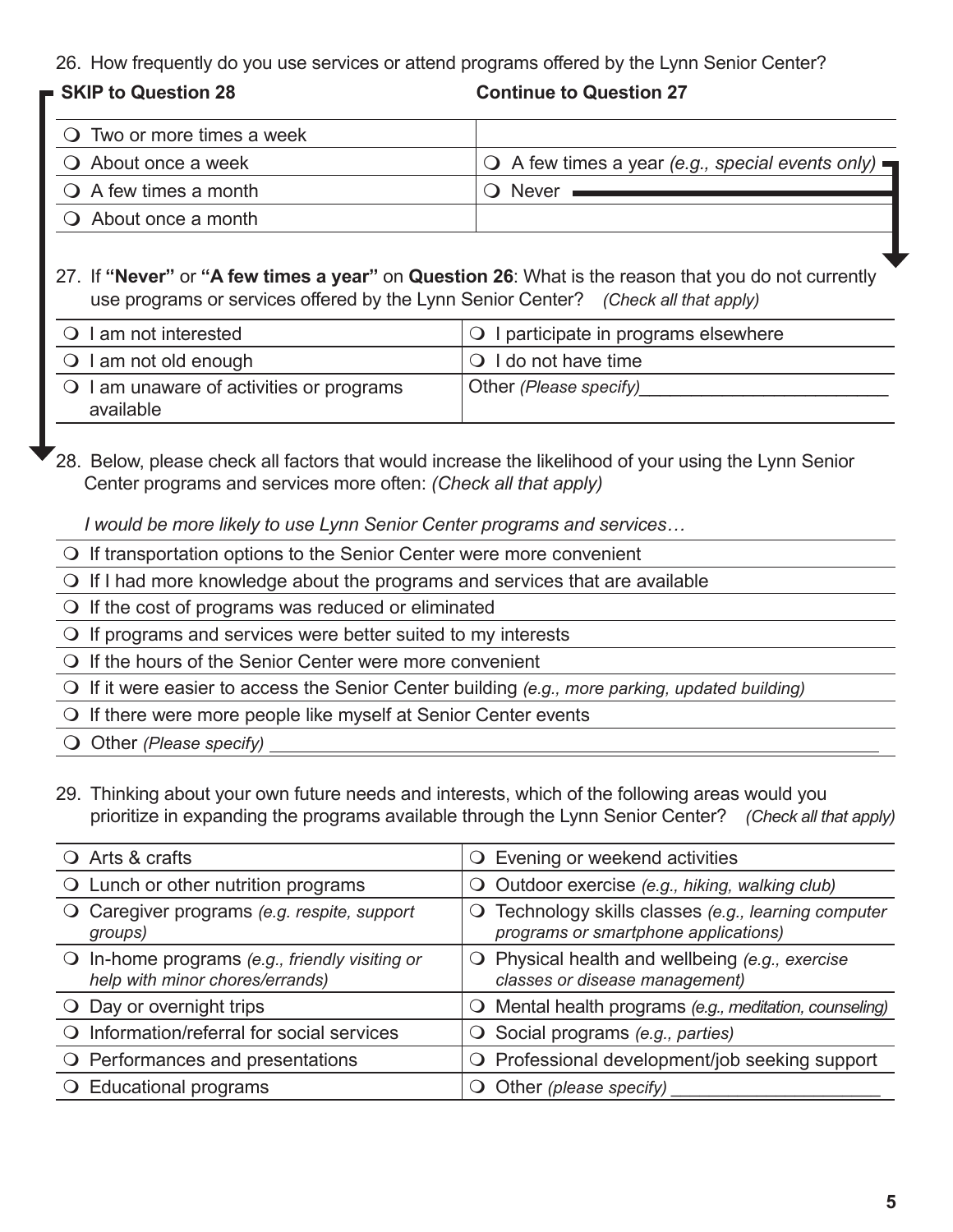26. How frequently do you use services or attend programs offered by the Lynn Senior Center?

| **SKIP to Question 28** | **Continue to Question 27** |
|---|---|
| ❍ Two or more times a week | |
| ❍ About once a week | ❍ A few times a year *(e.g., special events only)* |
| ❍ A few times a month | ❍ Never |
| ❍ About once a month | |

27. If **"Never"** or **"A few times a year"** on **Question 26**: What is the reason that you do not currently use programs or services offered by the Lynn Senior Center? *(Check all that apply)*

| | |
|---|---|
| ❍ I am not interested | ❍ I participate in programs elsewhere |
| ❍ I am not old enough | ❍ I do not have time |
| ❍ I am unaware of activities or programs available | Other *(Please specify)*_________________________ |

28. Below, please check all factors that would increase the likelihood of your using the Lynn Senior Center programs and services more often: *(Check all that apply)*

*I would be more likely to use Lynn Senior Center programs and services…*

- ❍ If transportation options to the Senior Center were more convenient
- ❍ If I had more knowledge about the programs and services that are available
- ❍ If the cost of programs was reduced or eliminated
- ❍ If programs and services were better suited to my interests
- ❍ If the hours of the Senior Center were more convenient
- ❍ If it were easier to access the Senior Center building *(e.g., more parking, updated building)*
- ❍ If there were more people like myself at Senior Center events
- ❍ Other *(Please specify)* _________________________________________________________________

29. Thinking about your own future needs and interests, which of the following areas would you prioritize in expanding the programs available through the Lynn Senior Center? *(Check all that apply)*

| | |
|---|---|
| ❍ Arts & crafts | ❍ Evening or weekend activities |
| ❍ Lunch or other nutrition programs | ❍ Outdoor exercise *(e.g., hiking, walking club)* |
| ❍ Caregiver programs *(e.g. respite, support groups)* | ❍ Technology skills classes *(e.g., learning computer programs or smartphone applications)* |
| ❍ In-home programs *(e.g., friendly visiting or help with minor chores/errands)* | ❍ Physical health and wellbeing *(e.g., exercise classes or disease management)* |
| ❍ Day or overnight trips | ❍ Mental health programs *(e.g., meditation, counseling)* |
| ❍ Information/referral for social services | ❍ Social programs *(e.g., parties)* |
| ❍ Performances and presentations | ❍ Professional development/job seeking support |
| ❍ Educational programs | ❍ Other *(please specify)* _____________________ |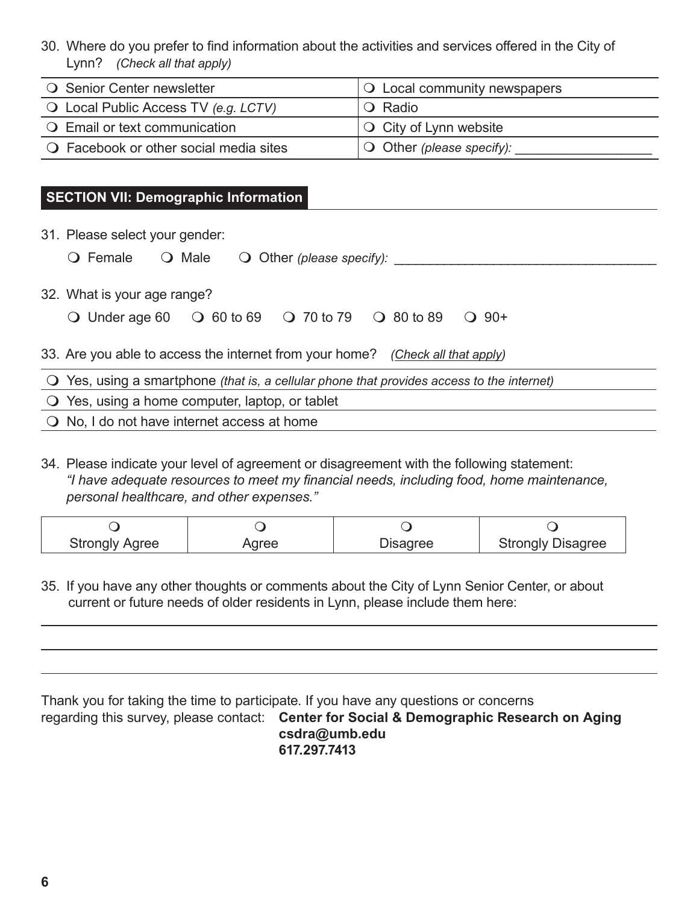30. Where do you prefer to find information about the activities and services offered in the City of Lynn? *(Check all that apply)*

| | |
|---|---|
| ❍ Senior Center newsletter | ❍ Local community newspapers |
| ❍ Local Public Access TV *(e.g. LCTV)* | ❍ Radio |
| ❍ Email or text communication | ❍ City of Lynn website |
| ❍ Facebook or other social media sites | ❍ Other *(please specify):* __________________ |

## SECTION VII: Demographic Information

31. Please select your gender:

    ❍ Female ❍ Male ❍ Other *(please specify):* ___________________________________

32. What is your age range?

    ❍ Under age 60 ❍ 60 to 69 ❍ 70 to 79 ❍ 80 to 89 ❍ 90+

33. Are you able to access the internet from your home? *(Check all that apply)*

| |
|---|
| ❍ Yes, using a smartphone *(that is, a cellular phone that provides access to the internet)* |
| ❍ Yes, using a home computer, laptop, or tablet |
| ❍ No, I do not have internet access at home |

34. Please indicate your level of agreement or disagreement with the following statement: *"I have adequate resources to meet my financial needs, including food, home maintenance, personal healthcare, and other expenses."*

| ❍ Strongly Agree | ❍ Agree | ❍ Disagree | ❍ Strongly Disagree |
|---|---|---|---|

35. If you have any other thoughts or comments about the City of Lynn Senior Center, or about current or future needs of older residents in Lynn, please include them here:

___________________________________________________________________________

___________________________________________________________________________

___________________________________________________________________________

Thank you for taking the time to participate. If you have any questions or concerns regarding this survey, please contact: **Center for Social & Demographic Research on Aging**
**csdra@umb.edu**
**617.297.7413**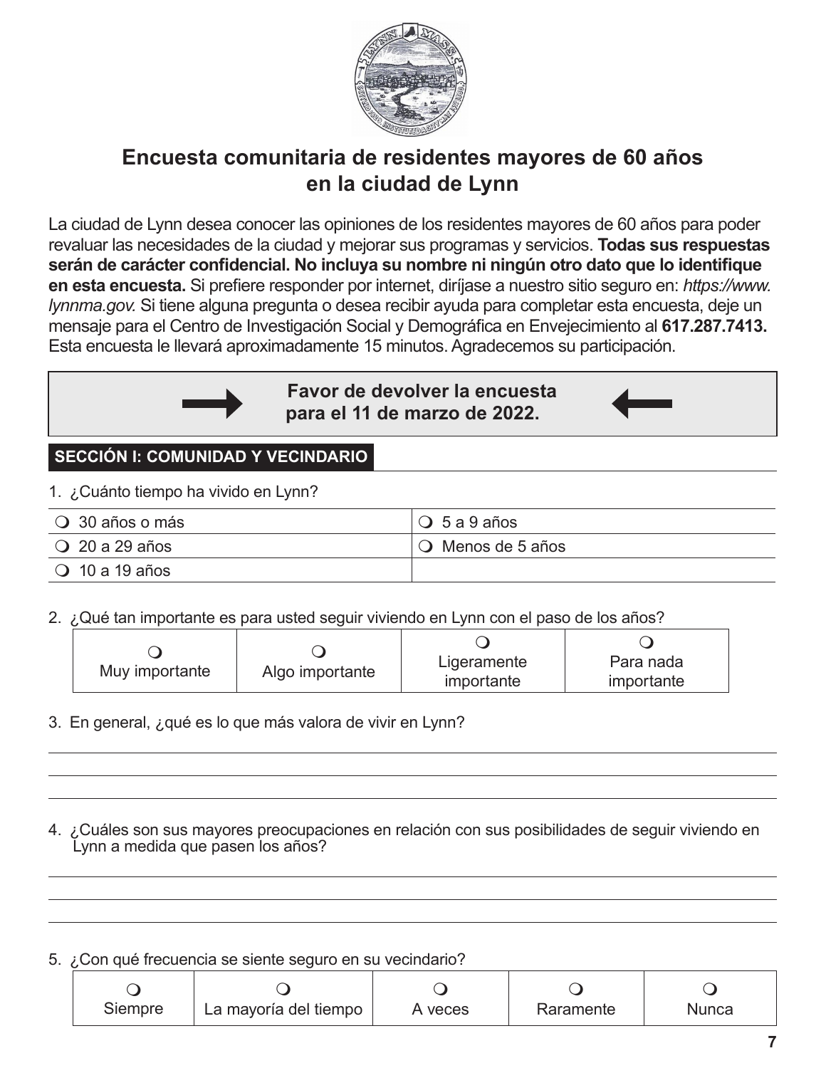# Encuesta comunitaria de residentes mayores de 60 años en la ciudad de Lynn

La ciudad de Lynn desea conocer las opiniones de los residentes mayores de 60 años para poder revaluar las necesidades de la ciudad y mejorar sus programas y servicios. **Todas sus respuestas serán de carácter confidencial. No incluya su nombre ni ningún otro dato que lo identifique en esta encuesta.** Si prefiere responder por internet, diríjase a nuestro sitio seguro en: *https://www.lynnma.gov.* Si tiene alguna pregunta o desea recibir ayuda para completar esta encuesta, deje un mensaje para el Centro de Investigación Social y Demográfica en Envejecimiento al **617.287.7413.** Esta encuesta le llevará aproximadamente 15 minutos. Agradecemos su participación.

**Favor de devolver la encuesta para el 11 de marzo de 2022.**

## SECCIÓN I: COMUNIDAD Y VECINDARIO

1. ¿Cuánto tiempo ha vivido en Lynn?

| | |
|---|---|
| ❍ 30 años o más | ❍ 5 a 9 años |
| ❍ 20 a 29 años | ❍ Menos de 5 años |
| ❍ 10 a 19 años | |

2. ¿Qué tan importante es para usted seguir viviendo en Lynn con el paso de los años?

| ❍ Muy importante | ❍ Algo importante | ❍ Ligeramente importante | ❍ Para nada importante |
|---|---|---|---|

3. En general, ¿qué es lo que más valora de vivir en Lynn?

_______________________________________________

_______________________________________________

_______________________________________________

4. ¿Cuáles son sus mayores preocupaciones en relación con sus posibilidades de seguir viviendo en Lynn a medida que pasen los años?

_______________________________________________

_______________________________________________

_______________________________________________

5. ¿Con qué frecuencia se siente seguro en su vecindario?

| ❍ Siempre | ❍ La mayoría del tiempo | ❍ A veces | ❍ Raramente | ❍ Nunca |
|---|---|---|---|---|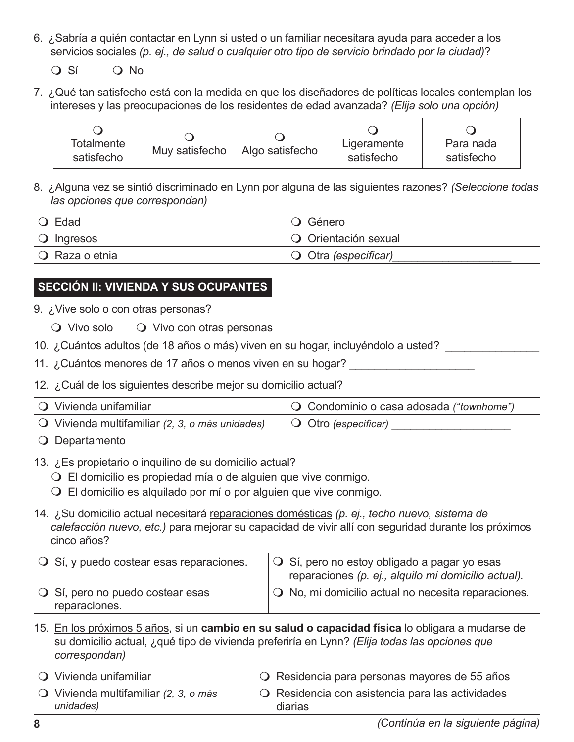6. ¿Sabría a quién contactar en Lynn si usted o un familiar necesitara ayuda para acceder a los servicios sociales *(p. ej., de salud o cualquier otro tipo de servicio brindado por la ciudad)*?

   ❍ Sí ❍ No

7. ¿Qué tan satisfecho está con la medida en que los diseñadores de políticas locales contemplan los intereses y las preocupaciones de los residentes de edad avanzada? *(Elija solo una opción)*

| ❍ Totalmente satisfecho | ❍ Muy satisfecho | ❍ Algo satisfecho | ❍ Ligeramente satisfecho | ❍ Para nada satisfecho |
|---|---|---|---|---|

8. ¿Alguna vez se sintió discriminado en Lynn por alguna de las siguientes razones? *(Seleccione todas las opciones que correspondan)*

| | |
|---|---|
| ❍ Edad | ❍ Género |
| ❍ Ingresos | ❍ Orientación sexual |
| ❍ Raza o etnia | ❍ Otra *(especificar)*___________________ |

## SECCIÓN II: VIVIENDA Y SUS OCUPANTES

9. ¿Vive solo o con otras personas?

   ❍ Vivo solo ❍ Vivo con otras personas

10. ¿Cuántos adultos (de 18 años o más) viven en su hogar, incluyéndolo a usted? _______________

11. ¿Cuántos menores de 17 años o menos viven en su hogar? ____________________

12. ¿Cuál de los siguientes describe mejor su domicilio actual?

| | |
|---|---|
| ❍ Vivienda unifamiliar | ❍ Condominio o casa adosada *("townhome")* |
| ❍ Vivienda multifamiliar *(2, 3, o más unidades)* | ❍ Otro *(especificar)* ___________________ |
| ❍ Departamento | |

13. ¿Es propietario o inquilino de su domicilio actual?

   ❍ El domicilio es propiedad mía o de alguien que vive conmigo.
   ❍ El domicilio es alquilado por mí o por alguien que vive conmigo.

14. ¿Su domicilio actual necesitará reparaciones domésticas *(p. ej., techo nuevo, sistema de calefacción nuevo, etc.)* para mejorar su capacidad de vivir allí con seguridad durante los próximos cinco años?

| | |
|---|---|
| ❍ Sí, y puedo costear esas reparaciones. | ❍ Sí, pero no estoy obligado a pagar yo esas reparaciones *(p. ej., alquilo mi domicilio actual)*. |
| ❍ Sí, pero no puedo costear esas reparaciones. | ❍ No, mi domicilio actual no necesita reparaciones. |

15. En los próximos 5 años, si un **cambio en su salud o capacidad física** lo obligara a mudarse de su domicilio actual, ¿qué tipo de vivienda preferiría en Lynn? *(Elija todas las opciones que correspondan)*

| | |
|---|---|
| ❍ Vivienda unifamiliar | ❍ Residencia para personas mayores de 55 años |
| ❍ Vivienda multifamiliar *(2, 3, o más unidades)* | ❍ Residencia con asistencia para las actividades diarias |

*(Continúa en la siguiente página)*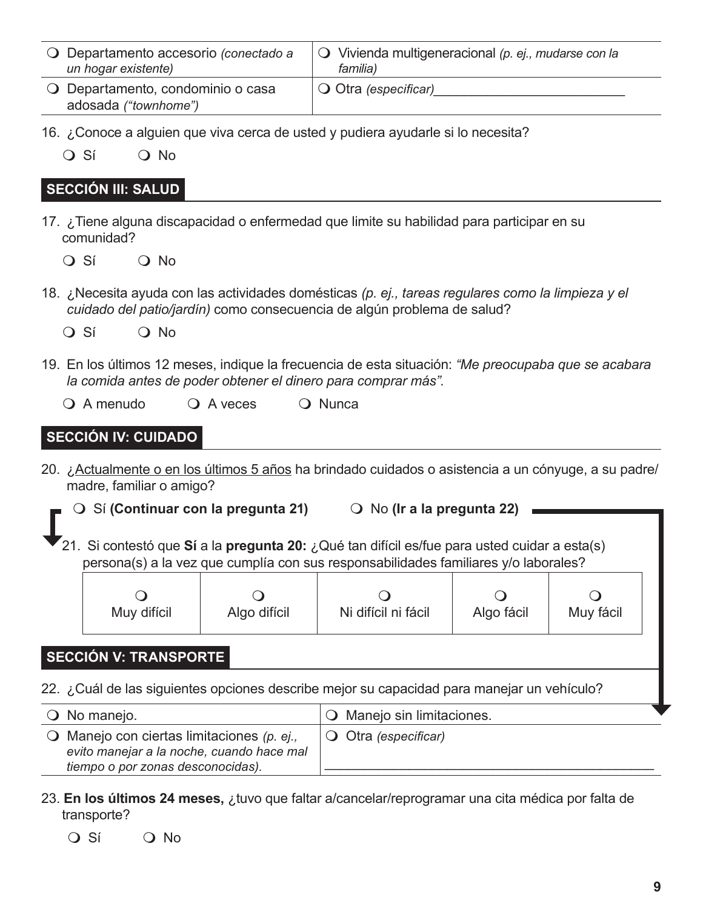| | |
|---|---|
| ❍ Departamento accesorio *(conectado a un hogar existente)* | ❍ Vivienda multigeneracional *(p. ej., mudarse con la familia)* |
| ❍ Departamento, condominio o casa adosada *("townhome")* | ❍ Otra *(especificar)*_________________________ |

16. ¿Conoce a alguien que viva cerca de usted y pudiera ayudarle si lo necesita?

 ❍ Sí ❍ No

## SECCIÓN III: SALUD

17. ¿Tiene alguna discapacidad o enfermedad que limite su habilidad para participar en su comunidad?

 ❍ Sí ❍ No

18. ¿Necesita ayuda con las actividades domésticas *(p. ej., tareas regulares como la limpieza y el cuidado del patio/jardín)* como consecuencia de algún problema de salud?

 ❍ Sí ❍ No

19. En los últimos 12 meses, indique la frecuencia de esta situación: *"Me preocupaba que se acabara la comida antes de poder obtener el dinero para comprar más".*

 ❍ A menudo ❍ A veces ❍ Nunca

## SECCIÓN IV: CUIDADO

20. ¿Actualmente o en los últimos 5 años ha brindado cuidados o asistencia a un cónyuge, a su padre/madre, familiar o amigo?

 ❍ Sí **(Continuar con la pregunta 21)** ❍ No **(Ir a la pregunta 22)**

21. Si contestó que **Sí** a la **pregunta 20:** ¿Qué tan difícil es/fue para usted cuidar a esta(s) persona(s) a la vez que cumplía con sus responsabilidades familiares y/o laborales?

| ❍ Muy difícil | ❍ Algo difícil | ❍ Ni difícil ni fácil | ❍ Algo fácil | ❍ Muy fácil |
|---|---|---|---|---|

## SECCIÓN V: TRANSPORTE

22. ¿Cuál de las siguientes opciones describe mejor su capacidad para manejar un vehículo?

| | |
|---|---|
| ❍ No manejo. | ❍ Manejo sin limitaciones. |
| ❍ Manejo con ciertas limitaciones *(p. ej., evito manejar a la noche, cuando hace mal tiempo o por zonas desconocidas).* | ❍ Otra *(especificar)* _________________________ |

23. **En los últimos 24 meses,** ¿tuvo que faltar a/cancelar/reprogramar una cita médica por falta de transporte?

 ❍ Sí ❍ No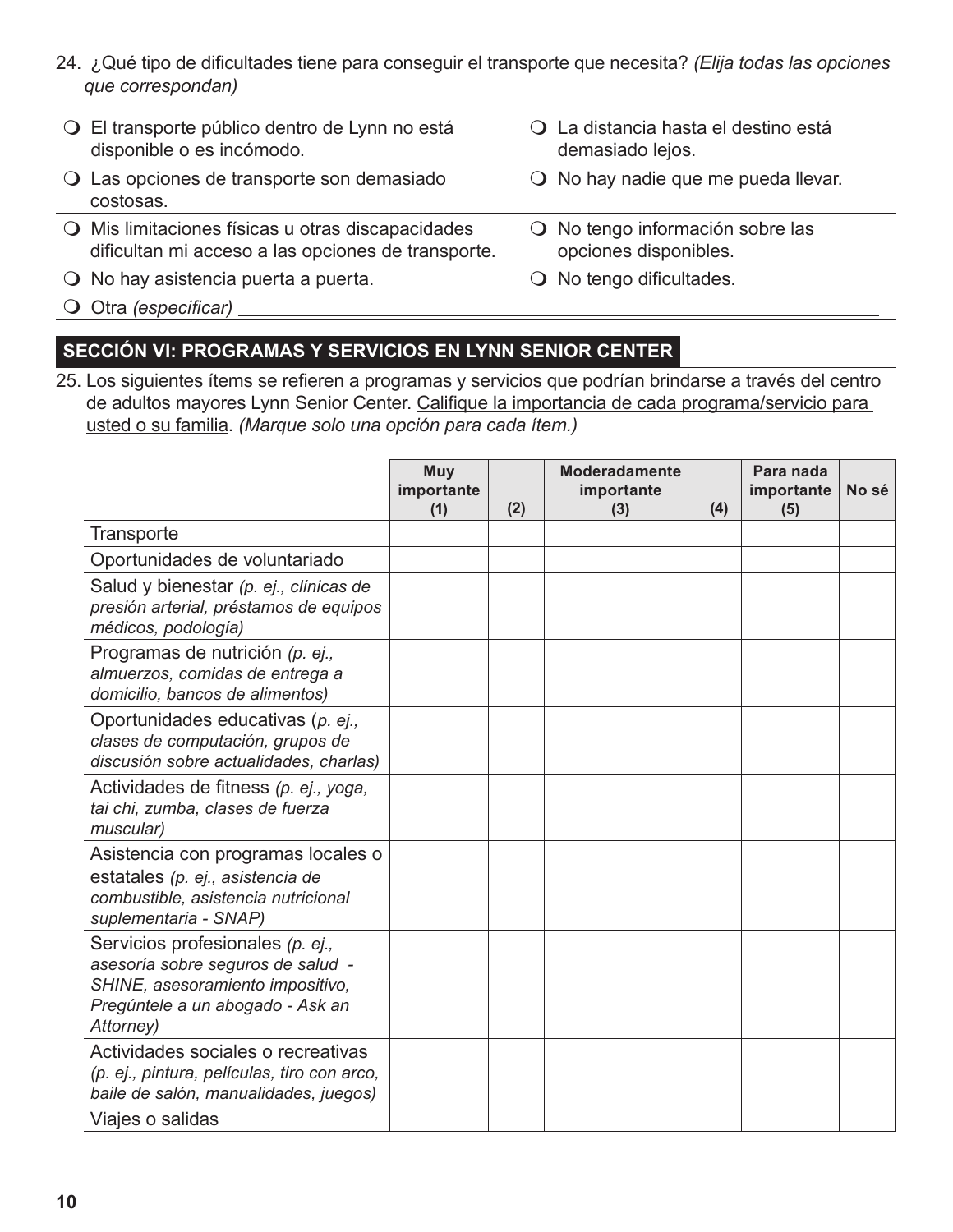24. ¿Qué tipo de dificultades tiene para conseguir el transporte que necesita? *(Elija todas las opciones que correspondan)*

| | |
|---|---|
| ❍ El transporte público dentro de Lynn no está disponible o es incómodo. | ❍ La distancia hasta el destino está demasiado lejos. |
| ❍ Las opciones de transporte son demasiado costosas. | ❍ No hay nadie que me pueda llevar. |
| ❍ Mis limitaciones físicas u otras discapacidades dificultan mi acceso a las opciones de transporte. | ❍ No tengo información sobre las opciones disponibles. |
| ❍ No hay asistencia puerta a puerta. | ❍ No tengo dificultades. |
| ❍ Otra *(especificar)* ______________________ | |

## SECCIÓN VI: PROGRAMAS Y SERVICIOS EN LYNN SENIOR CENTER

25. Los siguientes ítems se refieren a programas y servicios que podrían brindarse a través del centro de adultos mayores Lynn Senior Center. Califique la importancia de cada programa/servicio para usted o su familia. *(Marque solo una opción para cada ítem.)*

| | Muy importante (1) | (2) | Moderadamente importante (3) | (4) | Para nada importante (5) | No sé |
|---|---|---|---|---|---|---|
| Transporte | | | | | | |
| Oportunidades de voluntariado | | | | | | |
| Salud y bienestar *(p. ej., clínicas de presión arterial, préstamos de equipos médicos, podología)* | | | | | | |
| Programas de nutrición *(p. ej., almuerzos, comidas de entrega a domicilio, bancos de alimentos)* | | | | | | |
| Oportunidades educativas (*p. ej., clases de computación, grupos de discusión sobre actualidades, charlas)* | | | | | | |
| Actividades de fitness *(p. ej., yoga, tai chi, zumba, clases de fuerza muscular)* | | | | | | |
| Asistencia con programas locales o estatales *(p. ej., asistencia de combustible, asistencia nutricional suplementaria - SNAP)* | | | | | | |
| Servicios profesionales *(p. ej., asesoría sobre seguros de salud - SHINE, asesoramiento impositivo, Pregúntele a un abogado - Ask an Attorney)* | | | | | | |
| Actividades sociales o recreativas *(p. ej., pintura, películas, tiro con arco, baile de salón, manualidades, juegos)* | | | | | | |
| Viajes o salidas | | | | | | |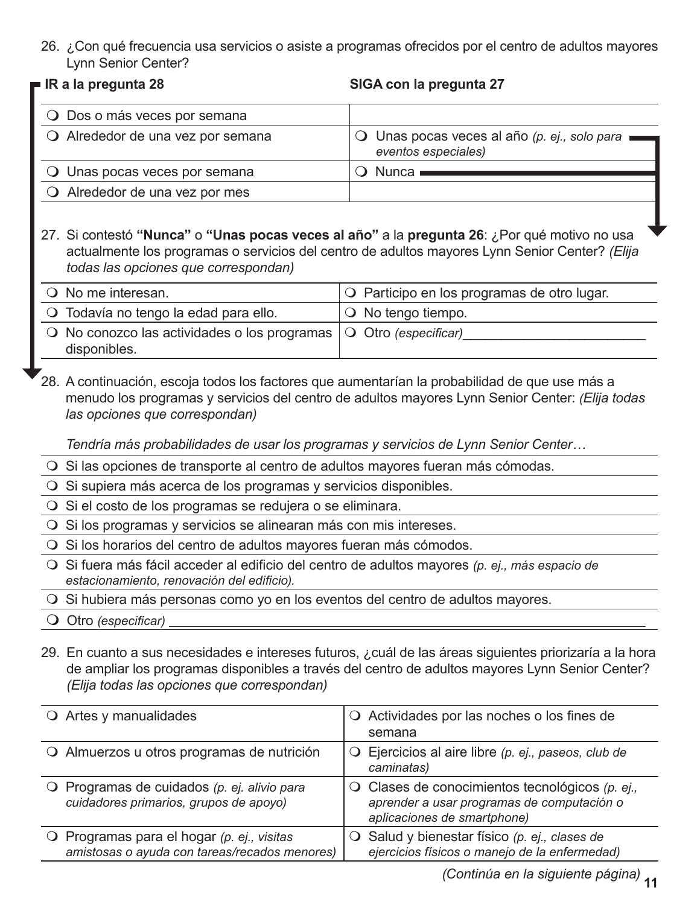26. ¿Con qué frecuencia usa servicios o asiste a programas ofrecidos por el centro de adultos mayores Lynn Senior Center?

| **IR a la pregunta 28** | **SIGA con la pregunta 27** |
| --- | --- |
| ❍ Dos o más veces por semana | |
| ❍ Alrededor de una vez por semana | ❍ Unas pocas veces al año *(p. ej., solo para eventos especiales)* |
| ❍ Unas pocas veces por semana | ❍ Nunca |
| ❍ Alrededor de una vez por mes | |

27. Si contestó **"Nunca"** o **"Unas pocas veces al año"** a la **pregunta 26**: ¿Por qué motivo no usa actualmente los programas o servicios del centro de adultos mayores Lynn Senior Center? *(Elija todas las opciones que correspondan)*

| | |
| --- | --- |
| ❍ No me interesan. | ❍ Participo en los programas de otro lugar. |
| ❍ Todavía no tengo la edad para ello. | ❍ No tengo tiempo. |
| ❍ No conozco las actividades o los programas disponibles. | ❍ Otro *(especificar)*_________________________ |

28. A continuación, escoja todos los factores que aumentarían la probabilidad de que use más a menudo los programas y servicios del centro de adultos mayores Lynn Senior Center: *(Elija todas las opciones que correspondan)*

*Tendría más probabilidades de usar los programas y servicios de Lynn Senior Center…*

- ❍ Si las opciones de transporte al centro de adultos mayores fueran más cómodas.
- ❍ Si supiera más acerca de los programas y servicios disponibles.
- ❍ Si el costo de los programas se redujera o se eliminara.
- ❍ Si los programas y servicios se alinearan más con mis intereses.
- ❍ Si los horarios del centro de adultos mayores fueran más cómodos.
- ❍ Si fuera más fácil acceder al edificio del centro de adultos mayores *(p. ej., más espacio de estacionamiento, renovación del edificio).*
- ❍ Si hubiera más personas como yo en los eventos del centro de adultos mayores.
- ❍ Otro *(especificar)* _________________________

29. En cuanto a sus necesidades e intereses futuros, ¿cuál de las áreas siguientes priorizaría a la hora de ampliar los programas disponibles a través del centro de adultos mayores Lynn Senior Center? *(Elija todas las opciones que correspondan)*

| | |
| --- | --- |
| ❍ Artes y manualidades | ❍ Actividades por las noches o los fines de semana |
| ❍ Almuerzos u otros programas de nutrición | ❍ Ejercicios al aire libre *(p. ej., paseos, club de caminatas)* |
| ❍ Programas de cuidados *(p. ej. alivio para cuidadores primarios, grupos de apoyo)* | ❍ Clases de conocimientos tecnológicos *(p. ej., aprender a usar programas de computación o aplicaciones de smartphone)* |
| ❍ Programas para el hogar *(p. ej., visitas amistosas o ayuda con tareas/recados menores)* | ❍ Salud y bienestar físico *(p. ej., clases de ejercicios físicos o manejo de la enfermedad)* |

*(Continúa en la siguiente página)*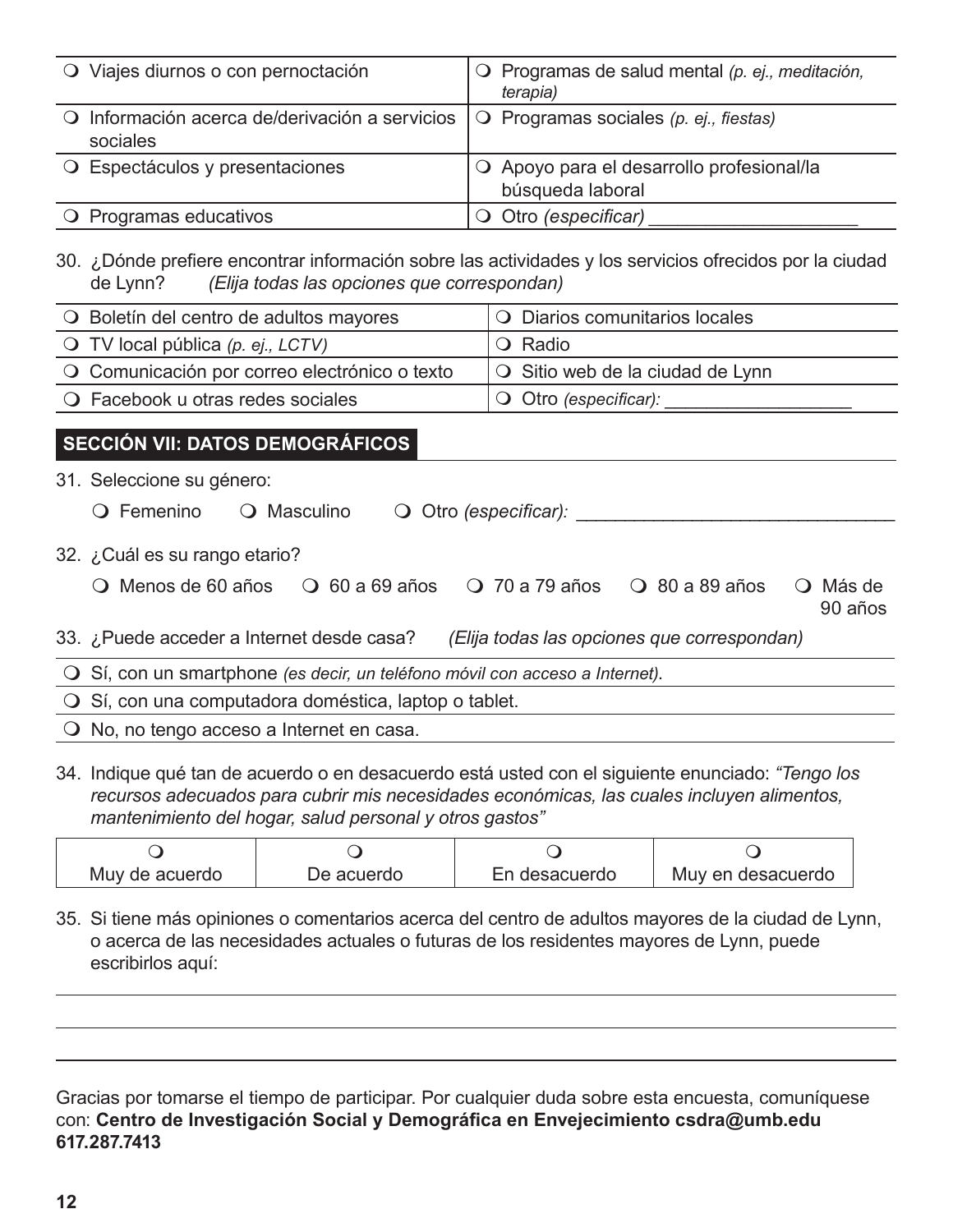| | |
|---|---|
| ❍ Viajes diurnos o con pernoctación | ❍ Programas de salud mental *(p. ej., meditación, terapia)* |
| ❍ Información acerca de/derivación a servicios sociales | ❍ Programas sociales *(p. ej., fiestas)* |
| ❍ Espectáculos y presentaciones | ❍ Apoyo para el desarrollo profesional/la búsqueda laboral |
| ❍ Programas educativos | ❍ Otro *(especificar)* ____________________ |

30. ¿Dónde prefiere encontrar información sobre las actividades y los servicios ofrecidos por la ciudad de Lynn? *(Elija todas las opciones que correspondan)*

| | |
|---|---|
| ❍ Boletín del centro de adultos mayores | ❍ Diarios comunitarios locales |
| ❍ TV local pública *(p. ej., LCTV)* | ❍ Radio |
| ❍ Comunicación por correo electrónico o texto | ❍ Sitio web de la ciudad de Lynn |
| ❍ Facebook u otras redes sociales | ❍ Otro *(especificar):* __________________ |

## SECCIÓN VII: DATOS DEMOGRÁFICOS

31. Seleccione su género:

    ❍ Femenino ❍ Masculino ❍ Otro *(especificar):* ________________________________

32. ¿Cuál es su rango etario?

    ❍ Menos de 60 años ❍ 60 a 69 años ❍ 70 a 79 años ❍ 80 a 89 años ❍ Más de 90 años

33. ¿Puede acceder a Internet desde casa? *(Elija todas las opciones que correspondan)*

❍ Sí, con un smartphone *(es decir, un teléfono móvil con acceso a Internet)*.

❍ Sí, con una computadora doméstica, laptop o tablet.

❍ No, no tengo acceso a Internet en casa.

34. Indique qué tan de acuerdo o en desacuerdo está usted con el siguiente enunciado: *"Tengo los recursos adecuados para cubrir mis necesidades económicas, las cuales incluyen alimentos, mantenimiento del hogar, salud personal y otros gastos"*

| | | | |
|---|---|---|---|
| ❍ Muy de acuerdo | ❍ De acuerdo | ❍ En desacuerdo | ❍ Muy en desacuerdo |

35. Si tiene más opiniones o comentarios acerca del centro de adultos mayores de la ciudad de Lynn, o acerca de las necesidades actuales o futuras de los residentes mayores de Lynn, puede escribirlos aquí:

______________________________________________________________________

______________________________________________________________________

______________________________________________________________________

Gracias por tomarse el tiempo de participar. Por cualquier duda sobre esta encuesta, comuníquese con: **Centro de Investigación Social y Demográfica en Envejecimiento csdra@umb.edu 617.287.7413**